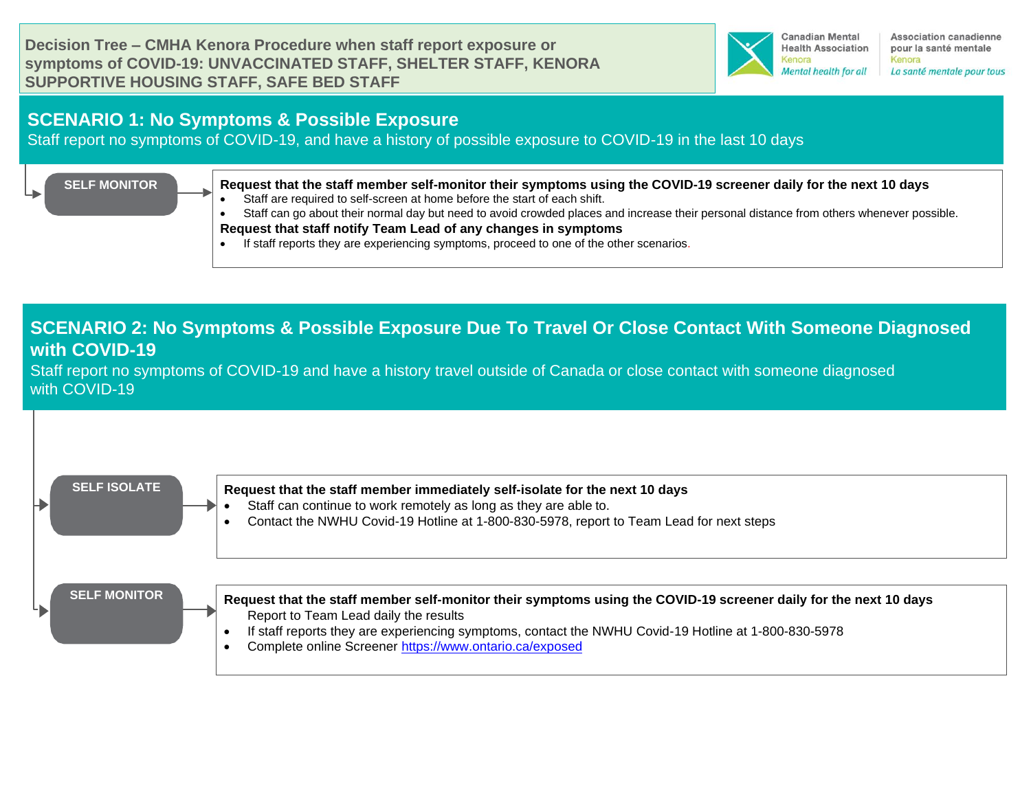# Decision Tree – CMHA Kenora Procedure when staff report exposure or symptoms of COVID-19: UNVACCINATED STAFF, SHELTER STAFF, KENORA SUPPORTIVE HOUSING STAFF, SAFE BED STAFF

Canadian Mental Health Association Kenora *Mental health for all*
Association canadienne pour la santé mentale Kenora *La santé mentale pour tous*

## SCENARIO 1: No Symptoms & Possible Exposure

Staff report no symptoms of COVID-19, and have a history of possible exposure to COVID-19 in the last 10 days

**SELF MONITOR**

**Request that the staff member self-monitor their symptoms using the COVID-19 screener daily for the next 10 days**

- Staff are required to self-screen at home before the start of each shift.
- Staff can go about their normal day but need to avoid crowded places and increase their personal distance from others whenever possible.

**Request that staff notify Team Lead of any changes in symptoms**

- If staff reports they are experiencing symptoms, proceed to one of the other scenarios.

## SCENARIO 2: No Symptoms & Possible Exposure Due To Travel Or Close Contact With Someone Diagnosed with COVID-19

Staff report no symptoms of COVID-19 and have a history travel outside of Canada or close contact with someone diagnosed with COVID-19

**SELF ISOLATE**

**Request that the staff member immediately self-isolate for the next 10 days**

- Staff can continue to work remotely as long as they are able to.
- Contact the NWHU Covid-19 Hotline at 1-800-830-5978, report to Team Lead for next steps

**SELF MONITOR**

**Request that the staff member self-monitor their symptoms using the COVID-19 screener daily for the next 10 days**

Report to Team Lead daily the results

- If staff reports they are experiencing symptoms, contact the NWHU Covid-19 Hotline at 1-800-830-5978
- Complete online Screener https://www.ontario.ca/exposed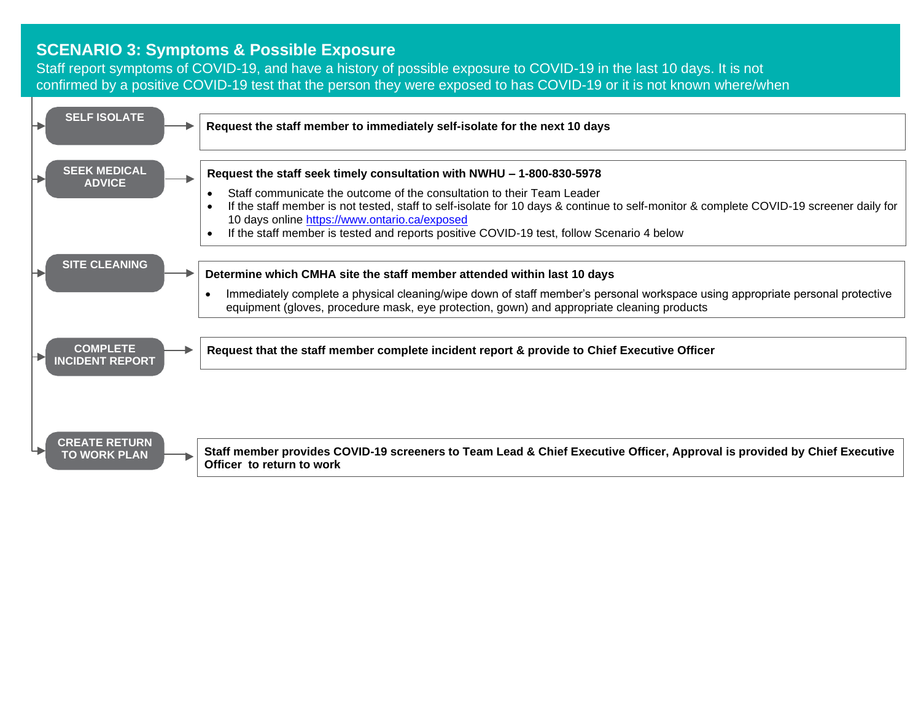## SCENARIO 3: Symptoms & Possible Exposure

Staff report symptoms of COVID-19, and have a history of possible exposure to COVID-19 in the last 10 days. It is not confirmed by a positive COVID-19 test that the person they were exposed to has COVID-19 or it is not known where/when

### SELF ISOLATE

**Request the staff member to immediately self-isolate for the next 10 days**

### SEEK MEDICAL ADVICE

**Request the staff seek timely consultation with NWHU – 1-800-830-5978**

- Staff communicate the outcome of the consultation to their Team Leader
- If the staff member is not tested, staff to self-isolate for 10 days & continue to self-monitor & complete COVID-19 screener daily for 10 days online https://www.ontario.ca/exposed
- If the staff member is tested and reports positive COVID-19 test, follow Scenario 4 below

### SITE CLEANING

**Determine which CMHA site the staff member attended within last 10 days**

- Immediately complete a physical cleaning/wipe down of staff member's personal workspace using appropriate personal protective equipment (gloves, procedure mask, eye protection, gown) and appropriate cleaning products

### COMPLETE INCIDENT REPORT

**Request that the staff member complete incident report & provide to Chief Executive Officer**

### CREATE RETURN TO WORK PLAN

**Staff member provides COVID-19 screeners to Team Lead & Chief Executive Officer, Approval is provided by Chief Executive Officer to return to work**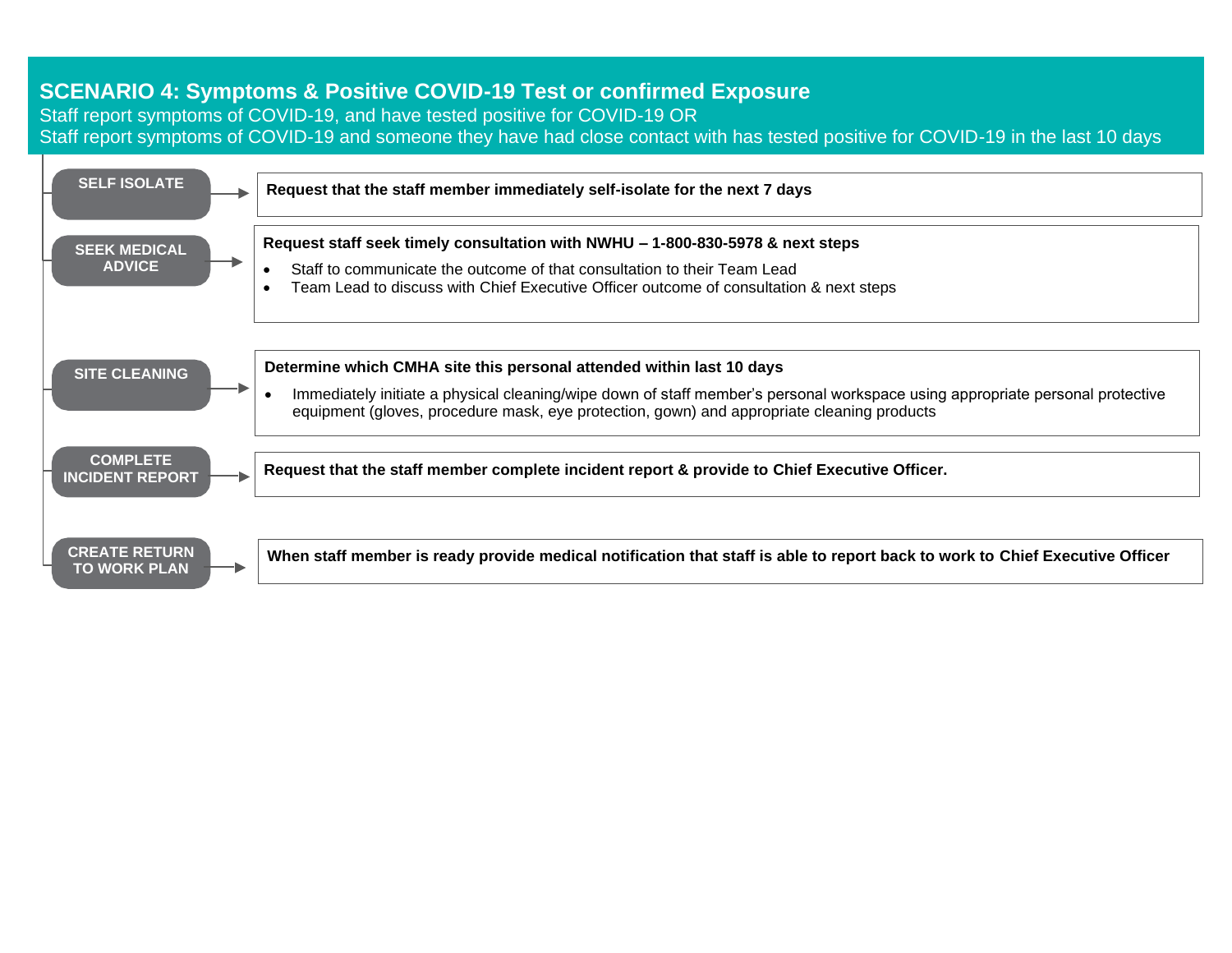## SCENARIO 4: Symptoms & Positive COVID-19 Test or confirmed Exposure

Staff report symptoms of COVID-19, and have tested positive for COVID-19 OR
Staff report symptoms of COVID-19 and someone they have had close contact with has tested positive for COVID-19 in the last 10 days

**SELF ISOLATE**

**Request that the staff member immediately self-isolate for the next 7 days**

**SEEK MEDICAL ADVICE**

**Request staff seek timely consultation with NWHU – 1-800-830-5978 & next steps**

- Staff to communicate the outcome of that consultation to their Team Lead
- Team Lead to discuss with Chief Executive Officer outcome of consultation & next steps

**SITE CLEANING**

**Determine which CMHA site this personal attended within last 10 days**

- Immediately initiate a physical cleaning/wipe down of staff member's personal workspace using appropriate personal protective equipment (gloves, procedure mask, eye protection, gown) and appropriate cleaning products

**COMPLETE INCIDENT REPORT**

**Request that the staff member complete incident report & provide to Chief Executive Officer.**

**CREATE RETURN TO WORK PLAN**

**When staff member is ready provide medical notification that staff is able to report back to work to Chief Executive Officer**